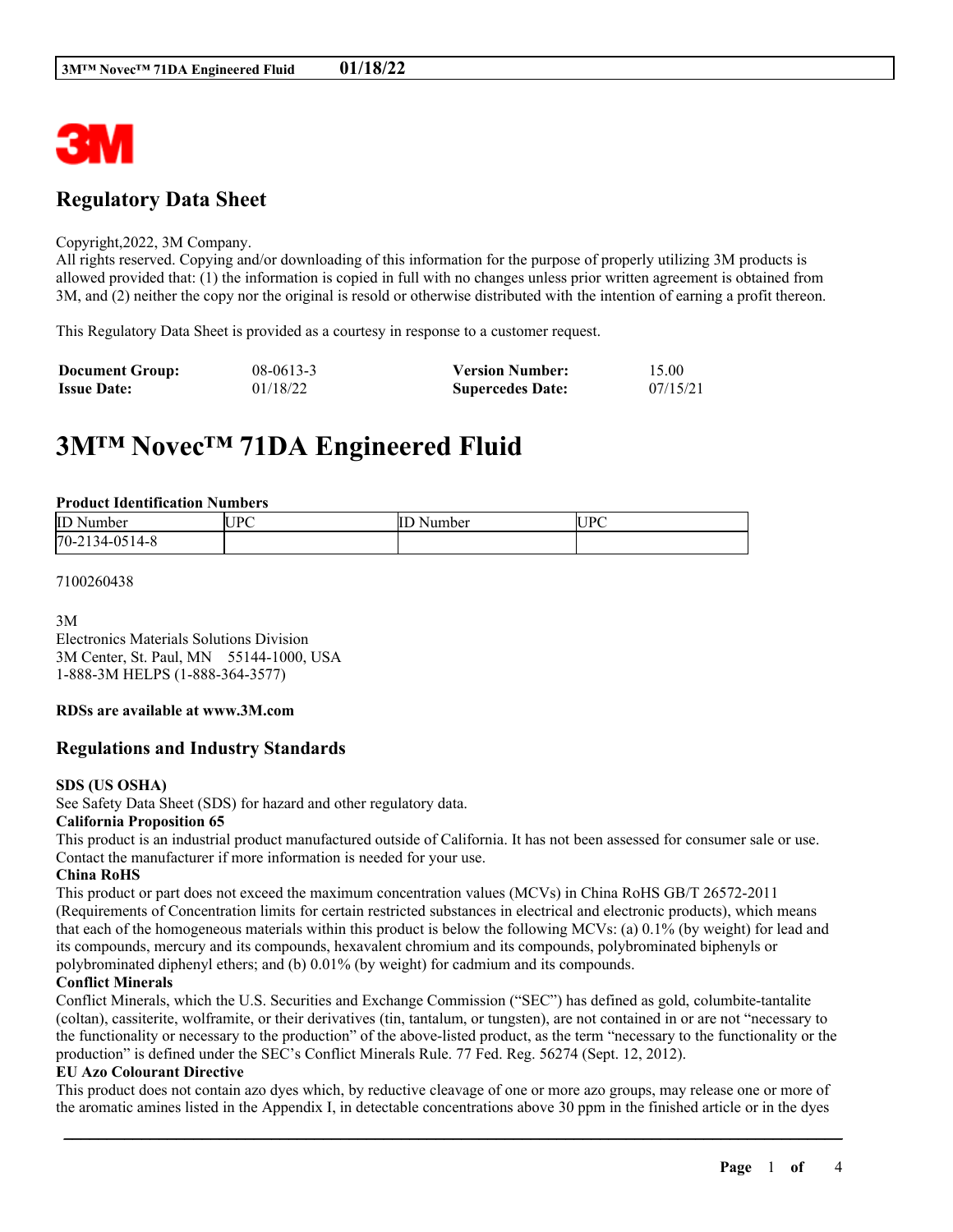## Regulatory Data Sheet

Copyright,2022, 3M Company.
All rights reserved. Copying and/or downloading of this information for the purpose of properly utilizing 3M products is allowed provided that: (1) the information is copied in full with no changes unless prior written agreement is obtained from 3M, and (2) neither the copy nor the original is resold or otherwise distributed with the intention of earning a profit thereon.

This Regulatory Data Sheet is provided as a courtesy in response to a customer request.

| **Document Group:** | 08-0613-3 | **Version Number:** | 15.00 |
|---|---|---|---|
| **Issue Date:** | 01/18/22 | **Supercedes Date:** | 07/15/21 |

# 3M™ Novec™ 71DA Engineered Fluid

**Product Identification Numbers**

| ID Number | UPC | ID Number | UPC |
|---|---|---|---|
| 70-2134-0514-8 | | | |

7100260438

3M
Electronics Materials Solutions Division
3M Center, St. Paul, MN 55144-1000, USA
1-888-3M HELPS (1-888-364-3577)

**RDSs are available at www.3M.com**

## Regulations and Industry Standards

**SDS (US OSHA)**
See Safety Data Sheet (SDS) for hazard and other regulatory data.

**California Proposition 65**
This product is an industrial product manufactured outside of California. It has not been assessed for consumer sale or use. Contact the manufacturer if more information is needed for your use.

**China RoHS**
This product or part does not exceed the maximum concentration values (MCVs) in China RoHS GB/T 26572-2011 (Requirements of Concentration limits for certain restricted substances in electrical and electronic products), which means that each of the homogeneous materials within this product is below the following MCVs: (a) 0.1% (by weight) for lead and its compounds, mercury and its compounds, hexavalent chromium and its compounds, polybrominated biphenyls or polybrominated diphenyl ethers; and (b) 0.01% (by weight) for cadmium and its compounds.

**Conflict Minerals**
Conflict Minerals, which the U.S. Securities and Exchange Commission ("SEC") has defined as gold, columbite-tantalite (coltan), cassiterite, wolframite, or their derivatives (tin, tantalum, or tungsten), are not contained in or are not "necessary to the functionality or necessary to the production" of the above-listed product, as the term "necessary to the functionality or the production" is defined under the SEC's Conflict Minerals Rule. 77 Fed. Reg. 56274 (Sept. 12, 2012).

**EU Azo Colourant Directive**
This product does not contain azo dyes which, by reductive cleavage of one or more azo groups, may release one or more of the aromatic amines listed in the Appendix I, in detectable concentrations above 30 ppm in the finished article or in the dyes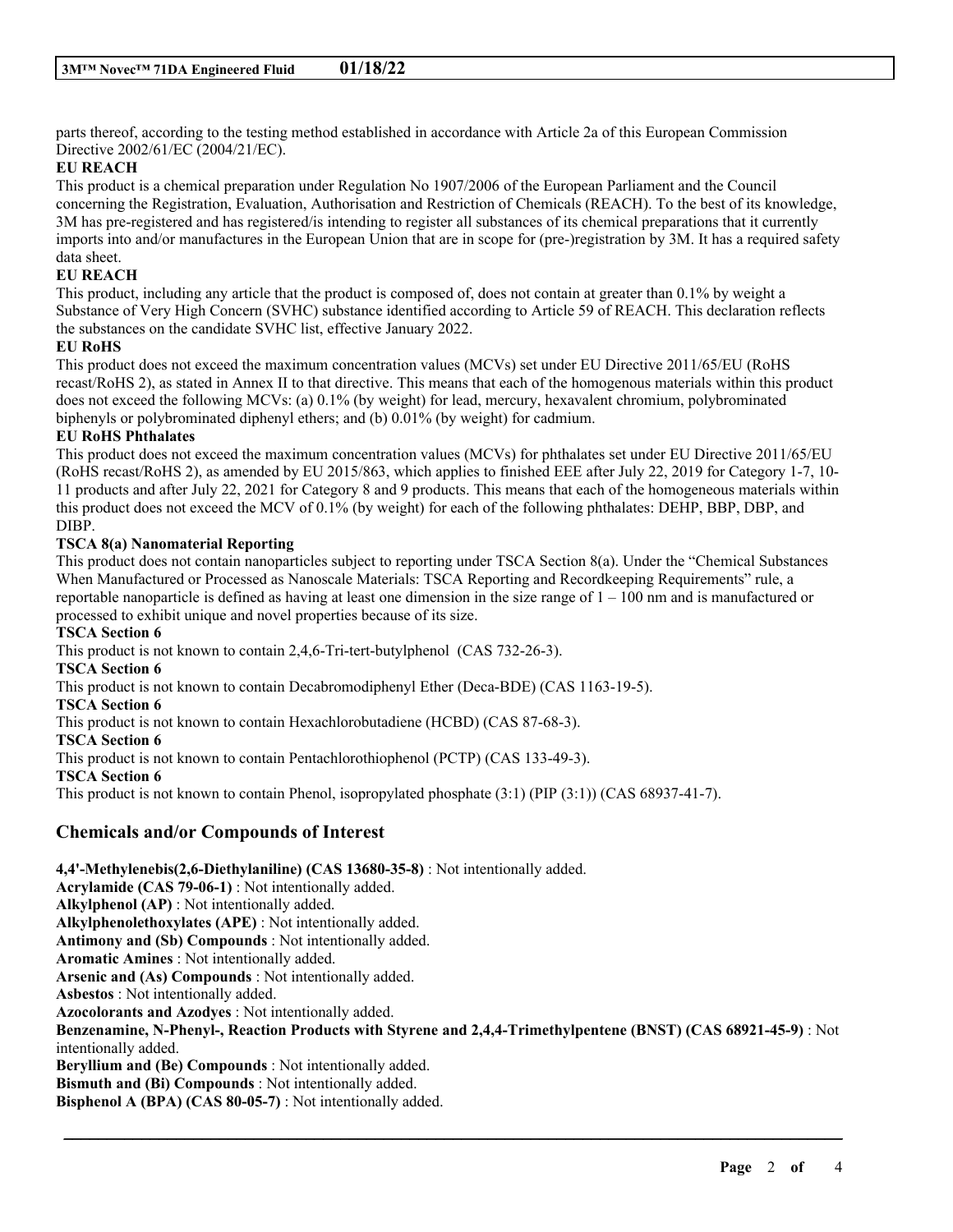parts thereof, according to the testing method established in accordance with Article 2a of this European Commission Directive 2002/61/EC (2004/21/EC).

**EU REACH**

This product is a chemical preparation under Regulation No 1907/2006 of the European Parliament and the Council concerning the Registration, Evaluation, Authorisation and Restriction of Chemicals (REACH). To the best of its knowledge, 3M has pre-registered and has registered/is intending to register all substances of its chemical preparations that it currently imports into and/or manufactures in the European Union that are in scope for (pre-)registration by 3M. It has a required safety data sheet.

**EU REACH**

This product, including any article that the product is composed of, does not contain at greater than 0.1% by weight a Substance of Very High Concern (SVHC) substance identified according to Article 59 of REACH. This declaration reflects the substances on the candidate SVHC list, effective January 2022.

**EU RoHS**

This product does not exceed the maximum concentration values (MCVs) set under EU Directive 2011/65/EU (RoHS recast/RoHS 2), as stated in Annex II to that directive. This means that each of the homogenous materials within this product does not exceed the following MCVs: (a) 0.1% (by weight) for lead, mercury, hexavalent chromium, polybrominated biphenyls or polybrominated diphenyl ethers; and (b) 0.01% (by weight) for cadmium.

**EU RoHS Phthalates**

This product does not exceed the maximum concentration values (MCVs) for phthalates set under EU Directive 2011/65/EU (RoHS recast/RoHS 2), as amended by EU 2015/863, which applies to finished EEE after July 22, 2019 for Category 1-7, 10-11 products and after July 22, 2021 for Category 8 and 9 products. This means that each of the homogeneous materials within this product does not exceed the MCV of 0.1% (by weight) for each of the following phthalates: DEHP, BBP, DBP, and DIBP.

**TSCA 8(a) Nanomaterial Reporting**

This product does not contain nanoparticles subject to reporting under TSCA Section 8(a). Under the "Chemical Substances When Manufactured or Processed as Nanoscale Materials: TSCA Reporting and Recordkeeping Requirements" rule, a reportable nanoparticle is defined as having at least one dimension in the size range of 1 – 100 nm and is manufactured or processed to exhibit unique and novel properties because of its size.

**TSCA Section 6**

This product is not known to contain 2,4,6-Tri-tert-butylphenol (CAS 732-26-3).

**TSCA Section 6**

This product is not known to contain Decabromodiphenyl Ether (Deca-BDE) (CAS 1163-19-5).

**TSCA Section 6**

This product is not known to contain Hexachlorobutadiene (HCBD) (CAS 87-68-3).

**TSCA Section 6**

This product is not known to contain Pentachlorothiophenol (PCTP) (CAS 133-49-3).

**TSCA Section 6**

This product is not known to contain Phenol, isopropylated phosphate (3:1) (PIP (3:1)) (CAS 68937-41-7).

## Chemicals and/or Compounds of Interest

**4,4'-Methylenebis(2,6-Diethylaniline) (CAS 13680-35-8)** : Not intentionally added.
**Acrylamide (CAS 79-06-1)** : Not intentionally added.
**Alkylphenol (AP)** : Not intentionally added.
**Alkylphenolethoxylates (APE)** : Not intentionally added.
**Antimony and (Sb) Compounds** : Not intentionally added.
**Aromatic Amines** : Not intentionally added.
**Arsenic and (As) Compounds** : Not intentionally added.
**Asbestos** : Not intentionally added.
**Azocolorants and Azodyes** : Not intentionally added.
**Benzenamine, N-Phenyl-, Reaction Products with Styrene and 2,4,4-Trimethylpentene (BNST) (CAS 68921-45-9)** : Not intentionally added.
**Beryllium and (Be) Compounds** : Not intentionally added.
**Bismuth and (Bi) Compounds** : Not intentionally added.
**Bisphenol A (BPA) (CAS 80-05-7)** : Not intentionally added.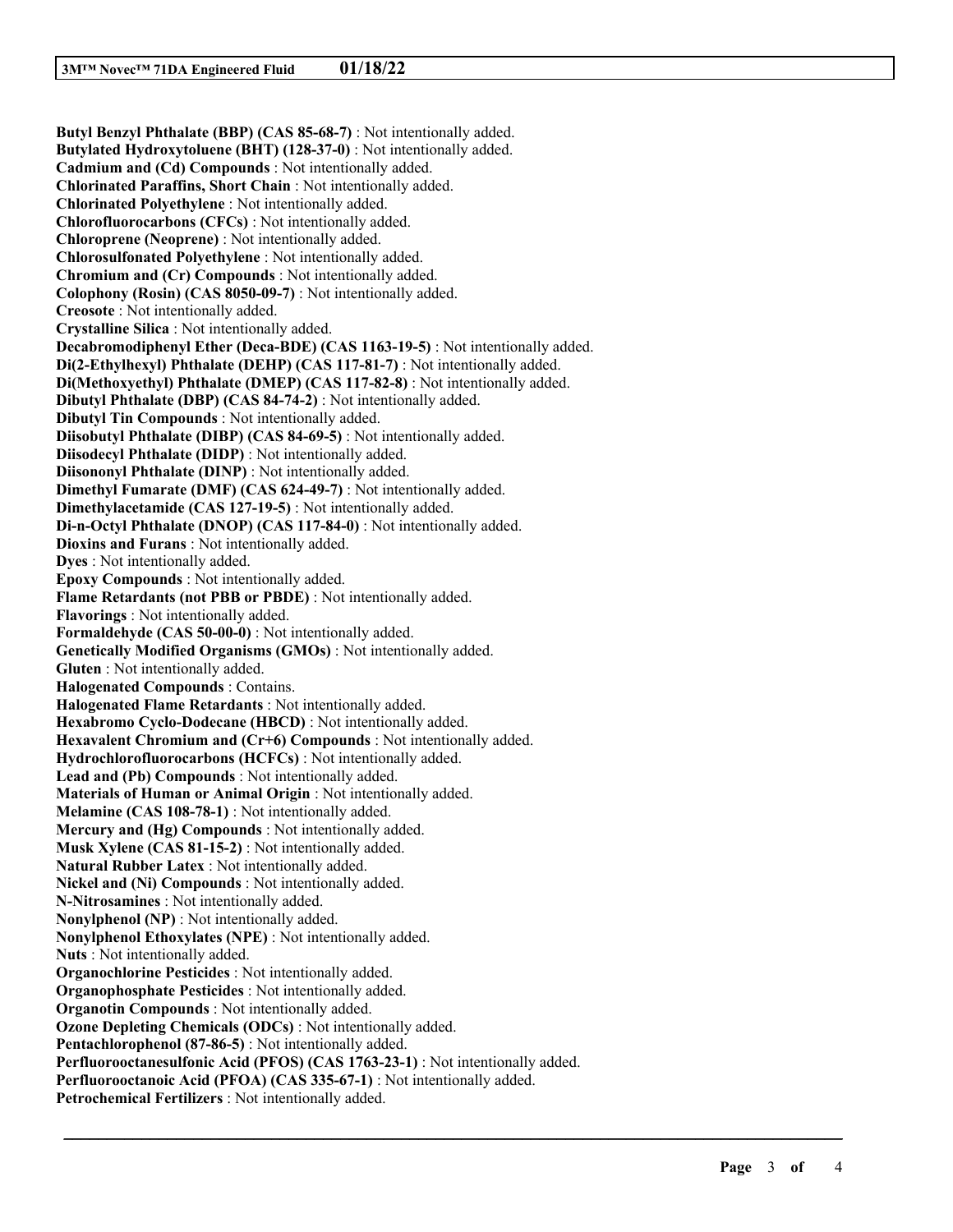**Butyl Benzyl Phthalate (BBP) (CAS 85-68-7)** : Not intentionally added.
**Butylated Hydroxytoluene (BHT) (128-37-0)** : Not intentionally added.
**Cadmium and (Cd) Compounds** : Not intentionally added.
**Chlorinated Paraffins, Short Chain** : Not intentionally added.
**Chlorinated Polyethylene** : Not intentionally added.
**Chlorofluorocarbons (CFCs)** : Not intentionally added.
**Chloroprene (Neoprene)** : Not intentionally added.
**Chlorosulfonated Polyethylene** : Not intentionally added.
**Chromium and (Cr) Compounds** : Not intentionally added.
**Colophony (Rosin) (CAS 8050-09-7)** : Not intentionally added.
**Creosote** : Not intentionally added.
**Crystalline Silica** : Not intentionally added.
**Decabromodiphenyl Ether (Deca-BDE) (CAS 1163-19-5)** : Not intentionally added.
**Di(2-Ethylhexyl) Phthalate (DEHP) (CAS 117-81-7)** : Not intentionally added.
**Di(Methoxyethyl) Phthalate (DMEP) (CAS 117-82-8)** : Not intentionally added.
**Dibutyl Phthalate (DBP) (CAS 84-74-2)** : Not intentionally added.
**Dibutyl Tin Compounds** : Not intentionally added.
**Diisobutyl Phthalate (DIBP) (CAS 84-69-5)** : Not intentionally added.
**Diisodecyl Phthalate (DIDP)** : Not intentionally added.
**Diisononyl Phthalate (DINP)** : Not intentionally added.
**Dimethyl Fumarate (DMF) (CAS 624-49-7)** : Not intentionally added.
**Dimethylacetamide (CAS 127-19-5)** : Not intentionally added.
**Di-n-Octyl Phthalate (DNOP) (CAS 117-84-0)** : Not intentionally added.
**Dioxins and Furans** : Not intentionally added.
**Dyes** : Not intentionally added.
**Epoxy Compounds** : Not intentionally added.
**Flame Retardants (not PBB or PBDE)** : Not intentionally added.
**Flavorings** : Not intentionally added.
**Formaldehyde (CAS 50-00-0)** : Not intentionally added.
**Genetically Modified Organisms (GMOs)** : Not intentionally added.
**Gluten** : Not intentionally added.
**Halogenated Compounds** : Contains.
**Halogenated Flame Retardants** : Not intentionally added.
**Hexabromo Cyclo-Dodecane (HBCD)** : Not intentionally added.
**Hexavalent Chromium and (Cr+6) Compounds** : Not intentionally added.
**Hydrochlorofluorocarbons (HCFCs)** : Not intentionally added.
**Lead and (Pb) Compounds** : Not intentionally added.
**Materials of Human or Animal Origin** : Not intentionally added.
**Melamine (CAS 108-78-1)** : Not intentionally added.
**Mercury and (Hg) Compounds** : Not intentionally added.
**Musk Xylene (CAS 81-15-2)** : Not intentionally added.
**Natural Rubber Latex** : Not intentionally added.
**Nickel and (Ni) Compounds** : Not intentionally added.
**N-Nitrosamines** : Not intentionally added.
**Nonylphenol (NP)** : Not intentionally added.
**Nonylphenol Ethoxylates (NPE)** : Not intentionally added.
**Nuts** : Not intentionally added.
**Organochlorine Pesticides** : Not intentionally added.
**Organophosphate Pesticides** : Not intentionally added.
**Organotin Compounds** : Not intentionally added.
**Ozone Depleting Chemicals (ODCs)** : Not intentionally added.
**Pentachlorophenol (87-86-5)** : Not intentionally added.
**Perfluorooctanesulfonic Acid (PFOS) (CAS 1763-23-1)** : Not intentionally added.
**Perfluorooctanoic Acid (PFOA) (CAS 335-67-1)** : Not intentionally added.
**Petrochemical Fertilizers** : Not intentionally added.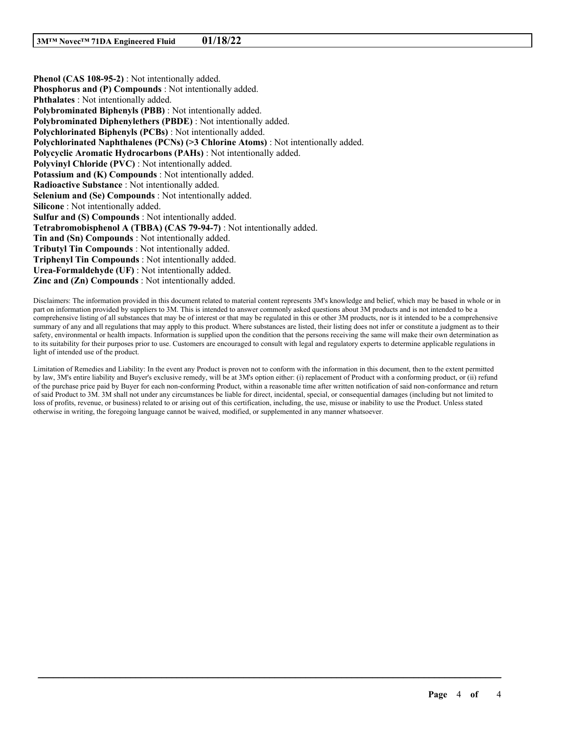**Phenol (CAS 108-95-2)** : Not intentionally added.
**Phosphorus and (P) Compounds** : Not intentionally added.
**Phthalates** : Not intentionally added.
**Polybrominated Biphenyls (PBB)** : Not intentionally added.
**Polybrominated Diphenylethers (PBDE)** : Not intentionally added.
**Polychlorinated Biphenyls (PCBs)** : Not intentionally added.
**Polychlorinated Naphthalenes (PCNs) (>3 Chlorine Atoms)** : Not intentionally added.
**Polycyclic Aromatic Hydrocarbons (PAHs)** : Not intentionally added.
**Polyvinyl Chloride (PVC)** : Not intentionally added.
**Potassium and (K) Compounds** : Not intentionally added.
**Radioactive Substance** : Not intentionally added.
**Selenium and (Se) Compounds** : Not intentionally added.
**Silicone** : Not intentionally added.
**Sulfur and (S) Compounds** : Not intentionally added.
**Tetrabromobisphenol A (TBBA) (CAS 79-94-7)** : Not intentionally added.
**Tin and (Sn) Compounds** : Not intentionally added.
**Tributyl Tin Compounds** : Not intentionally added.
**Triphenyl Tin Compounds** : Not intentionally added.
**Urea-Formaldehyde (UF)** : Not intentionally added.
**Zinc and (Zn) Compounds** : Not intentionally added.

Disclaimers: The information provided in this document related to material content represents 3M's knowledge and belief, which may be based in whole or in part on information provided by suppliers to 3M. This is intended to answer commonly asked questions about 3M products and is not intended to be a comprehensive listing of all substances that may be of interest or that may be regulated in this or other 3M products, nor is it intended to be a comprehensive summary of any and all regulations that may apply to this product. Where substances are listed, their listing does not infer or constitute a judgment as to their safety, environmental or health impacts. Information is supplied upon the condition that the persons receiving the same will make their own determination as to its suitability for their purposes prior to use. Customers are encouraged to consult with legal and regulatory experts to determine applicable regulations in light of intended use of the product.

Limitation of Remedies and Liability: In the event any Product is proven not to conform with the information in this document, then to the extent permitted by law, 3M's entire liability and Buyer's exclusive remedy, will be at 3M's option either: (i) replacement of Product with a conforming product, or (ii) refund of the purchase price paid by Buyer for each non-conforming Product, within a reasonable time after written notification of said non-conformance and return of said Product to 3M. 3M shall not under any circumstances be liable for direct, incidental, special, or consequential damages (including but not limited to loss of profits, revenue, or business) related to or arising out of this certification, including, the use, misuse or inability to use the Product. Unless stated otherwise in writing, the foregoing language cannot be waived, modified, or supplemented in any manner whatsoever.